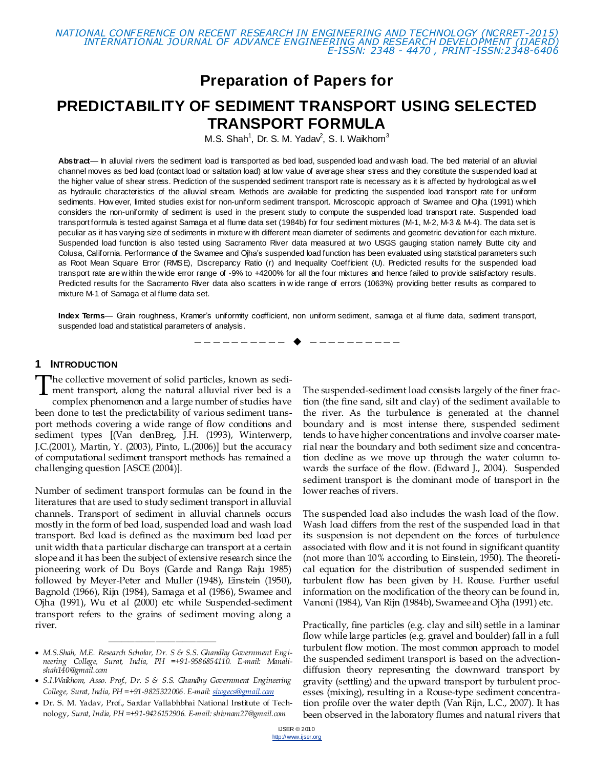# Preparation of Papers for

# PREDICTABILITY OF SEDIMENT TRANSPORT USING SELECTED TRANSPORT FORMULA

M.S. Shah[1], Dr. S. M. Yadav[2], S. I. Waikhom[3]

**Abstract**— In alluvial rivers the sediment load is transported as bed load, suspended load and wash load. The bed material of an alluvial channel moves as bed load (contact load or saltation load) at low value of average shear stress and they constitute the suspended load at the higher value of shear stress. Prediction of the suspended sediment transport rate is necessary as it is affected by hydrological as well as hydraulic characteristics of the alluvial stream. Methods are available for predicting the suspended load transport rate for uniform sediments. However, limited studies exist for non-uniform sediment transport. Microscopic approach of Swamee and Ojha (1991) which considers the non-uniformity of sediment is used in the present study to compute the suspended load transport rate. Suspended load transport formula is tested against Samaga et al flume data set (1984b) for four sediment mixtures (M-1, M-2, M-3 & M-4). The data set is peculiar as it has varying size of sediments in mixture with different mean diameter of sediments and geometric deviation for each mixture. Suspended load function is also tested using Sacramento River data measured at two USGS gauging station namely Butte city and Colusa, California. Performance of the Swamee and Ojha's suspended load function has been evaluated using statistical parameters such as Root Mean Square Error (RMSE), Discrepancy Ratio (r) and Inequality Coefficient (U). Predicted results for the suspended load transport rate are within the wide error range of -9% to +4200% for all the four mixtures and hence failed to provide satisfactory results. Predicted results for the Sacramento River data also scatters in wide range of errors (1063%) providing better results as compared to mixture M-1 of Samaga et al flume data set.

**Index Terms**— Grain roughness, Kramer's uniformity coefficient, non uniform sediment, samaga et al flume data, sediment transport, suspended load and statistical parameters of analysis.

## 1 Introduction

The collective movement of solid particles, known as sediment transport, along the natural alluvial river bed is a complex phenomenon and a large number of studies have been done to test the predictability of various sediment transport methods covering a wide range of flow conditions and sediment types [(Van denBreg, J.H. (1993), Winterwerp, J.C.(2001), Martin, Y. (2003), Pinto, L.(2006)] but the accuracy of computational sediment transport methods has remained a challenging question [ASCE (2004)].

Number of sediment transport formulas can be found in the literatures that are used to study sediment transport in alluvial channels. Transport of sediment in alluvial channels occurs mostly in the form of bed load, suspended load and wash load transport. Bed load is defined as the maximum bed load per unit width that a particular discharge can transport at a certain slope and it has been the subject of extensive research since the pioneering work of Du Boys (Garde and Ranga Raju 1985) followed by Meyer-Peter and Muller (1948), Einstein (1950), Bagnold (1966), Rijn (1984), Samaga et al (1986), Swamee and Ojha (1991), Wu et al (2000) etc while Suspended-sediment transport refers to the grains of sediment moving along a river.

- *M.S.Shah, M.E. Research Scholar, Dr. S & S.S. Ghandhy Government Engineering College, Surat, India, PH =+91-9586854110. E-mail: Manalishah140@gmail.com*
- *S.I.Waikhom, Asso. Prof., Dr. S & S.S. Ghandhy Government Engineering College, Surat, India, PH =+91-9825322006. E-mail: siwgecs@gmail.com*
- Dr. S. M. Yadav, Prof., Sardar Vallabhbhai National Institute of Technology, *Surat, India, PH =+91-9426152906. E-mail: shivnam27@gmail.com*

The suspended-sediment load consists largely of the finer fraction (the fine sand, silt and clay) of the sediment available to the river. As the turbulence is generated at the channel boundary and is most intense there, suspended sediment tends to have higher concentrations and involve coarser material near the boundary and both sediment size and concentration decline as we move up through the water column towards the surface of the flow. (Edward J., 2004). Suspended sediment transport is the dominant mode of transport in the lower reaches of rivers.

The suspended load also includes the wash load of the flow. Wash load differs from the rest of the suspended load in that its suspension is not dependent on the forces of turbulence associated with flow and it is not found in significant quantity (not more than 10% according to Einstein, 1950). The theoretical equation for the distribution of suspended sediment in turbulent flow has been given by H. Rouse. Further useful information on the modification of the theory can be found in, Vanoni (1984), Van Rijn (1984b), Swamee and Ojha (1991) etc.

Practically, fine particles (e.g. clay and silt) settle in a laminar flow while large particles (e.g. gravel and boulder) fall in a full turbulent flow motion. The most common approach to model the suspended sediment transport is based on the advection-diffusion theory representing the downward transport by gravity (settling) and the upward transport by turbulent processes (mixing), resulting in a Rouse-type sediment concentration profile over the water depth (Van Rijn, L.C., 2007). It has been observed in the laboratory flumes and natural rivers that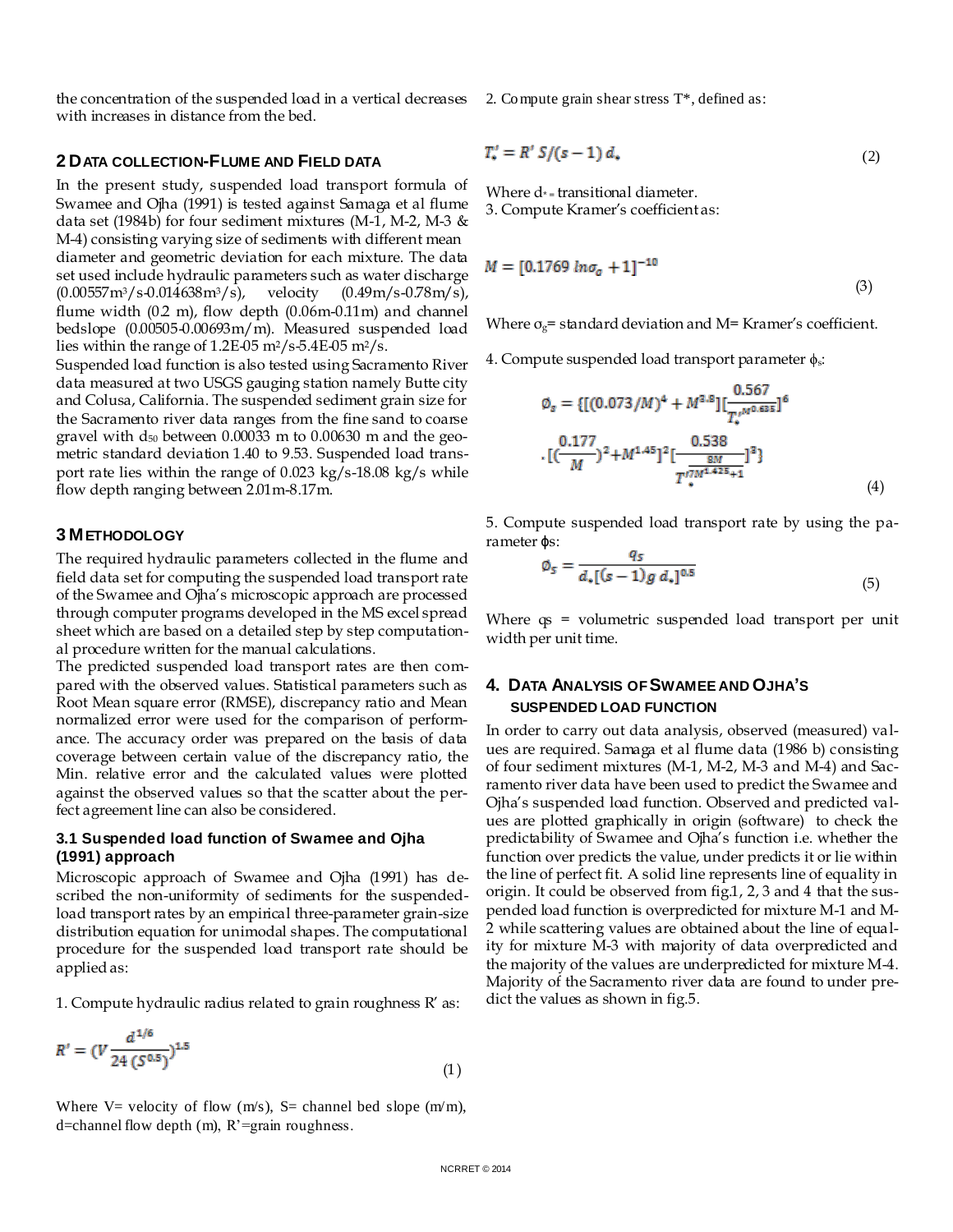the concentration of the suspended load in a vertical decreases with increases in distance from the bed.

## 2 Data collection-Flume and Field data

In the present study, suspended load transport formula of Swamee and Ojha (1991) is tested against Samaga et al flume data set (1984b) for four sediment mixtures (M-1, M-2, M-3 & M-4) consisting varying size of sediments with different mean diameter and geometric deviation for each mixture. The data set used include hydraulic parameters such as water discharge ($0.00557 m^3/s$-$0.014638 m^3/s$), velocity (0.49m/s-0.78m/s), flume width (0.2 m), flow depth (0.06m-0.11m) and channel bedslope (0.00505-0.00693m/m). Measured suspended load lies within the range of 1.2E-05 $m^2/s$-5.4E-05 $m^2/s$.

Suspended load function is also tested using Sacramento River data measured at two USGS gauging station namely Butte city and Colusa, California. The suspended sediment grain size for the Sacramento river data ranges from the fine sand to coarse gravel with $d_{50}$ between 0.00033 m to 0.00630 m and the geometric standard deviation 1.40 to 9.53. Suspended load transport rate lies within the range of 0.023 kg/s-18.08 kg/s while flow depth ranging between 2.01m-8.17m.

## 3 Methodology

The required hydraulic parameters collected in the flume and field data set for computing the suspended load transport rate of the Swamee and Ojha's microscopic approach are processed through computer programs developed in the MS excel spread sheet which are based on a detailed step by step computational procedure written for the manual calculations.

The predicted suspended load transport rates are then compared with the observed values. Statistical parameters such as Root Mean square error (RMSE), discrepancy ratio and Mean normalized error were used for the comparison of performance. The accuracy order was prepared on the basis of data coverage between certain value of the discrepancy ratio, the Min. relative error and the calculated values were plotted against the observed values so that the scatter about the perfect agreement line can also be considered.

### 3.1 Suspended load function of Swamee and Ojha (1991) approach

Microscopic approach of Swamee and Ojha (1991) has described the non-uniformity of sediments for the suspended-load transport rates by an empirical three-parameter grain-size distribution equation for unimodal shapes. The computational procedure for the suspended load transport rate should be applied as:

1. Compute hydraulic radius related to grain roughness R' as:

$$R' = \left(V \frac{d^{1/6}}{24\,(S^{0.5})}\right)^{1.5} \tag{1}$$

Where V= velocity of flow (m/s), S= channel bed slope (m/m), d=channel flow depth (m), R'=grain roughness.

2. Compute grain shear stress T*, defined as:

$$T_*' = R'\,S/(s-1)\,d_* \tag{2}$$

Where $d_*$ = transitional diameter.

3. Compute Kramer's coefficient as:

$$M = [0.1769\ ln\sigma_g + 1]^{-10} \tag{3}$$

Where $\sigma_g$= standard deviation and M= Kramer's coefficient.

4. Compute suspended load transport parameter $\phi_s$:

$$\phi_s = \{[(0.073/M)^4 + M^{3.8}][\frac{0.567}{T_*'^{M^{0.635}}}]^6 \cdot [(\frac{0.177}{M})^2 + M^{1.45}]^2 [\frac{0.538}{T_*'^{\frac{8M}{7M^{1.425}+1}}}]^3\} \tag{4}$$

5. Compute suspended load transport rate by using the parameter $\phi_s$:

$$\phi_s = \frac{q_s}{d_*[(s-1)g\,d_*]^{0.5}} \tag{5}$$

Where $q_s$ = volumetric suspended load transport per unit width per unit time.

## 4. Data Analysis of Swamee and Ojha's suspended load function

In order to carry out data analysis, observed (measured) values are required. Samaga et al flume data (1986 b) consisting of four sediment mixtures (M-1, M-2, M-3 and M-4) and Sacramento river data have been used to predict the Swamee and Ojha's suspended load function. Observed and predicted values are plotted graphically in origin (software) to check the predictability of Swamee and Ojha's function i.e. whether the function over predicts the value, under predicts it or lie within the line of perfect fit. A solid line represents line of equality in origin. It could be observed from fig.1, 2, 3 and 4 that the suspended load function is overpredicted for mixture M-1 and M-2 while scattering values are obtained about the line of equality for mixture M-3 with majority of data overpredicted and the majority of the values are underpredicted for mixture M-4. Majority of the Sacramento river data are found to under predict the values as shown in fig.5.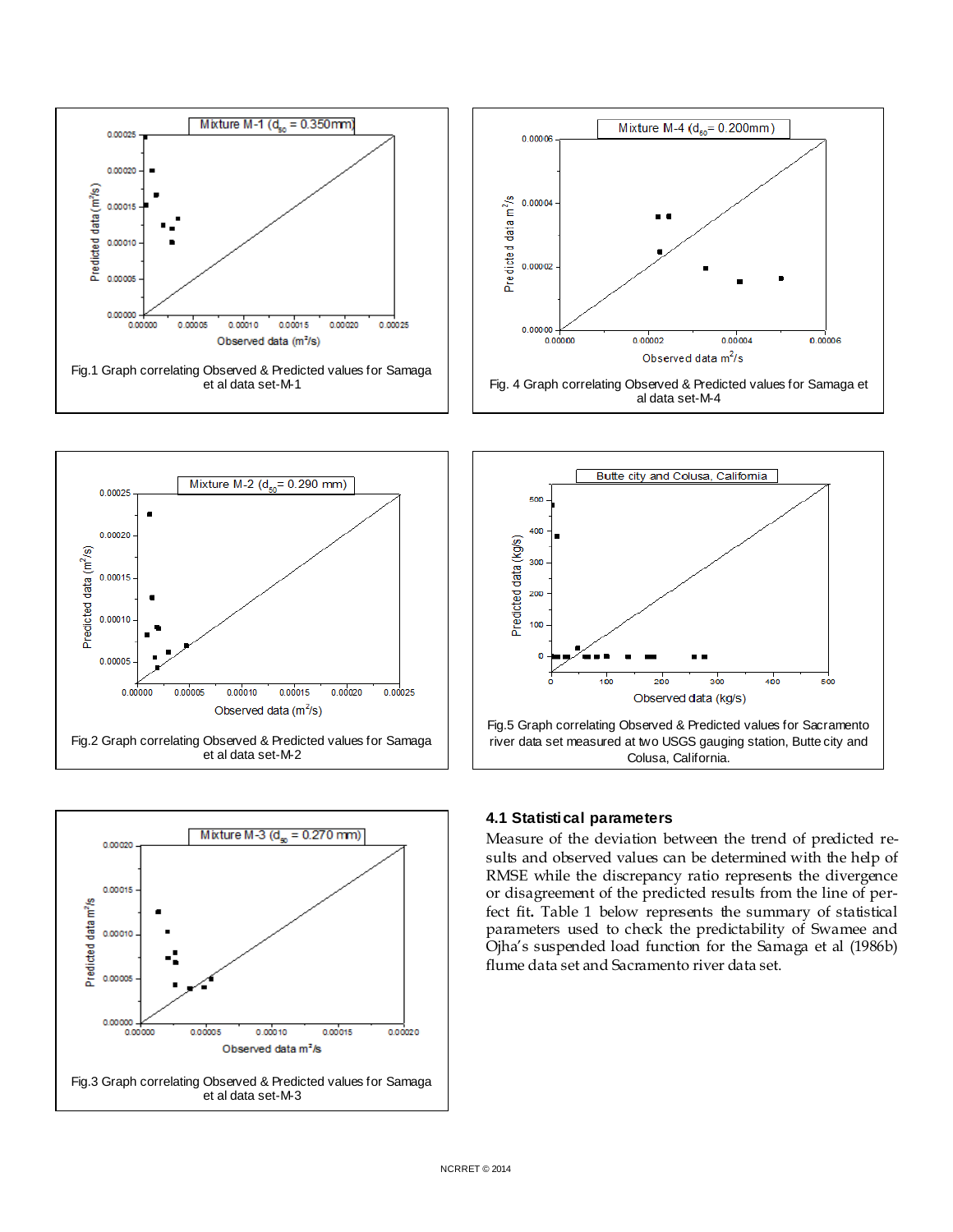Fig.1 Graph correlating Observed & Predicted values for Samaga et al data set-M-1

Fig. 4 Graph correlating Observed & Predicted values for Samaga et al data set-M-4

Fig.2 Graph correlating Observed & Predicted values for Samaga et al data set-M-2

Fig.5 Graph correlating Observed & Predicted values for Sacramento river data set measured at two USGS gauging station, Butte city and Colusa, California.

Fig.3 Graph correlating Observed & Predicted values for Samaga et al data set-M-3

### 4.1 Statistical parameters

Measure of the deviation between the trend of predicted results and observed values can be determined with the help of RMSE while the discrepancy ratio represents the divergence or disagreement of the predicted results from the line of perfect fit. Table 1 below represents the summary of statistical parameters used to check the predictability of Swamee and Ojha's suspended load function for the Samaga et al (1986b) flume data set and Sacramento river data set.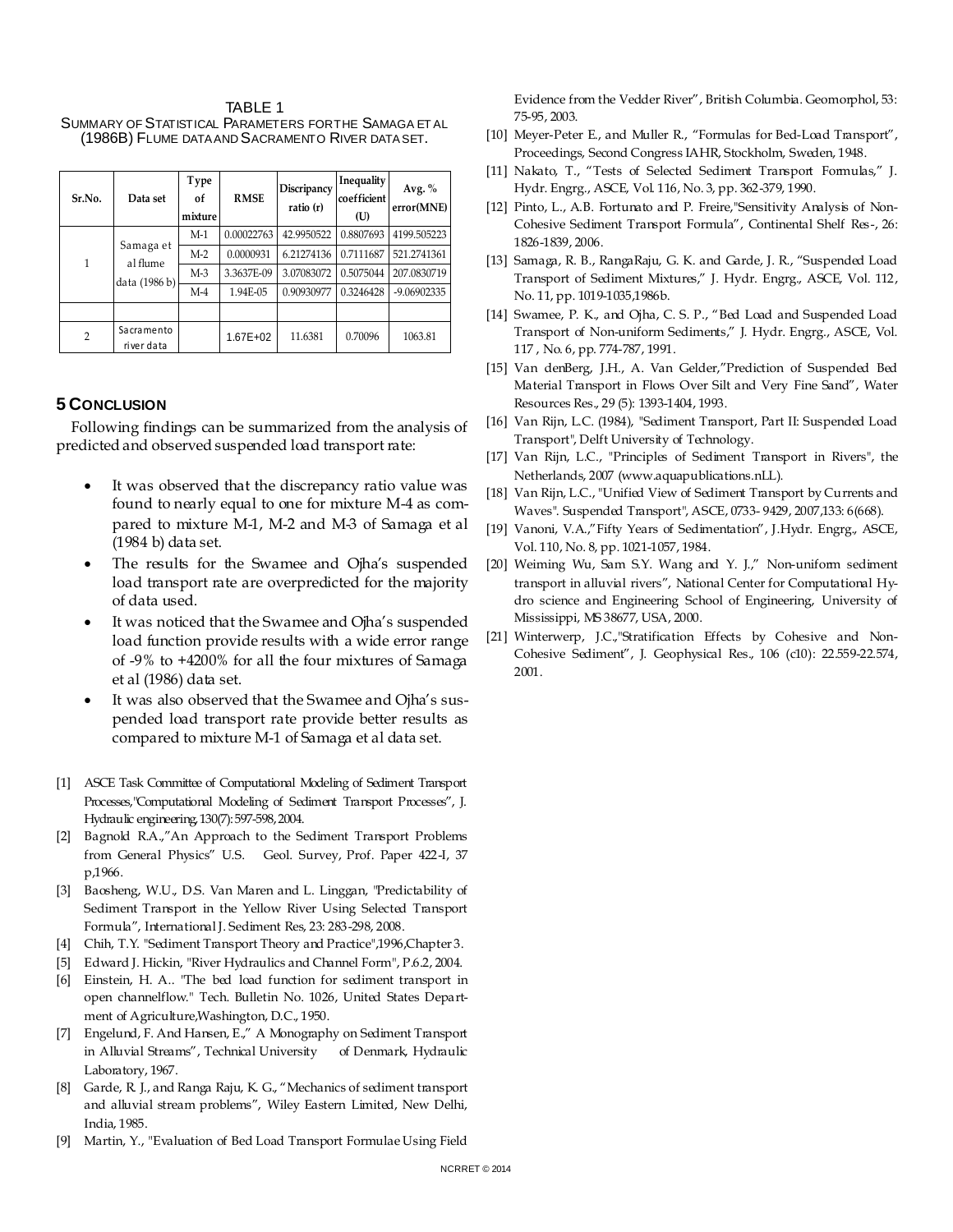TABLE 1
SUMMARY OF STATISTICAL PARAMETERS FOR THE SAMAGA ET AL (1986B) FLUME DATA AND SACRAMENTO RIVER DATA SET.

| Sr.No. | Data set | Type of mixture | RMSE | Discripancy ratio (r) | Inequality coefficient (U) | Avg. % error(MNE) |
|---|---|---|---|---|---|---|
| 1 | Samaga et al flume data (1986 b) | M-1 | 0.00022763 | 42.9950522 | 0.8807693 | 4199.505223 |
| | | M-2 | 0.0000931 | 6.21274136 | 0.7111687 | 521.2741361 |
| | | M-3 | 3.3637E-09 | 3.07083072 | 0.5075044 | 207.0830719 |
| | | M-4 | 1.94E-05 | 0.90930977 | 0.3246428 | -9.06902335 |
| | | | | | | |
| 2 | Sacramento river data | | 1.67E+02 | 11.6381 | 0.70096 | 1063.81 |

## 5 CONCLUSION

Following findings can be summarized from the analysis of predicted and observed suspended load transport rate:

- It was observed that the discrepancy ratio value was found to nearly equal to one for mixture M-4 as compared to mixture M-1, M-2 and M-3 of Samaga et al (1984 b) data set.
- The results for the Swamee and Ojha's suspended load transport rate are overpredicted for the majority of data used.
- It was noticed that the Swamee and Ojha's suspended load function provide results with a wide error range of -9% to +4200% for all the four mixtures of Samaga et al (1986) data set.
- It was also observed that the Swamee and Ojha's suspended load transport rate provide better results as compared to mixture M-1 of Samaga et al data set.

[1] ASCE Task Committee of Computational Modeling of Sediment Transport Processes,"Computational Modeling of Sediment Transport Processes", J. Hydraulic engineering, 130(7): 597-598, 2004.

[2] Bagnold R.A.,"An Approach to the Sediment Transport Problems from General Physics" U.S. Geol. Survey, Prof. Paper 422-I, 37 p,1966.

[3] Baosheng, W.U., D.S. Van Maren and L. Linggan, "Predictability of Sediment Transport in the Yellow River Using Selected Transport Formula", International J. Sediment Res, 23: 283-298, 2008.

[4] Chih, T.Y. "Sediment Transport Theory and Practice",1996,Chapter 3.

[5] Edward J. Hickin, "River Hydraulics and Channel Form", P.6.2, 2004.

[6] Einstein, H. A.. "The bed load function for sediment transport in open channelflow." Tech. Bulletin No. 1026, United States Department of Agriculture,Washington, D.C., 1950.

[7] Engelund, F. And Hansen, E.," A Monography on Sediment Transport in Alluvial Streams", Technical University of Denmark, Hydraulic Laboratory, 1967.

[8] Garde, R. J., and Ranga Raju, K. G., "Mechanics of sediment transport and alluvial stream problems", Wiley Eastern Limited, New Delhi, India, 1985.

[9] Martin, Y., "Evaluation of Bed Load Transport Formulae Using Field Evidence from the Vedder River", British Columbia. Geomorphol, 53: 75-95, 2003.

[10] Meyer-Peter E., and Muller R., "Formulas for Bed-Load Transport", Proceedings, Second Congress IAHR, Stockholm, Sweden, 1948.

[11] Nakato, T., "Tests of Selected Sediment Transport Formulas," J. Hydr. Engrg., ASCE, Vol. 116, No. 3, pp. 362-379, 1990.

[12] Pinto, L., A.B. Fortunato and P. Freire,"Sensitivity Analysis of Non-Cohesive Sediment Transport Formula", Continental Shelf Res-, 26: 1826-1839, 2006.

[13] Samaga, R. B., RangaRaju, G. K. and Garde, J. R., "Suspended Load Transport of Sediment Mixtures," J. Hydr. Engrg., ASCE, Vol. 112, No. 11, pp. 1019-1035,1986b.

[14] Swamee, P. K., and Ojha, C. S. P., "Bed Load and Suspended Load Transport of Non-uniform Sediments," J. Hydr. Engrg., ASCE, Vol. 117 , No. 6, pp. 774-787, 1991.

[15] Van denBerg, J.H., A. Van Gelder,"Prediction of Suspended Bed Material Transport in Flows Over Silt and Very Fine Sand", Water Resources Res., 29 (5): 1393-1404, 1993.

[16] Van Rijn, L.C. (1984), "Sediment Transport, Part II: Suspended Load Transport", Delft University of Technology.

[17] Van Rijn, L.C., "Principles of Sediment Transport in Rivers", the Netherlands, 2007 (www.aquapublications.nLL).

[18] Van Rijn, L.C., "Unified View of Sediment Transport by Currents and Waves". Suspended Transport", ASCE, 0733- 9429, 2007,133: 6(668).

[19] Vanoni, V.A.,"Fifty Years of Sedimentation", J.Hydr. Engrg., ASCE, Vol. 110, No. 8, pp. 1021-1057, 1984.

[20] Weiming Wu, Sam S.Y. Wang and Y. J.," Non-uniform sediment transport in alluvial rivers", National Center for Computational Hydro science and Engineering School of Engineering, University of Mississippi, MS 38677, USA, 2000.

[21] Winterwerp, J.C.,"Stratification Effects by Cohesive and Non-Cohesive Sediment", J. Geophysical Res., 106 (c10): 22.559-22.574, 2001.